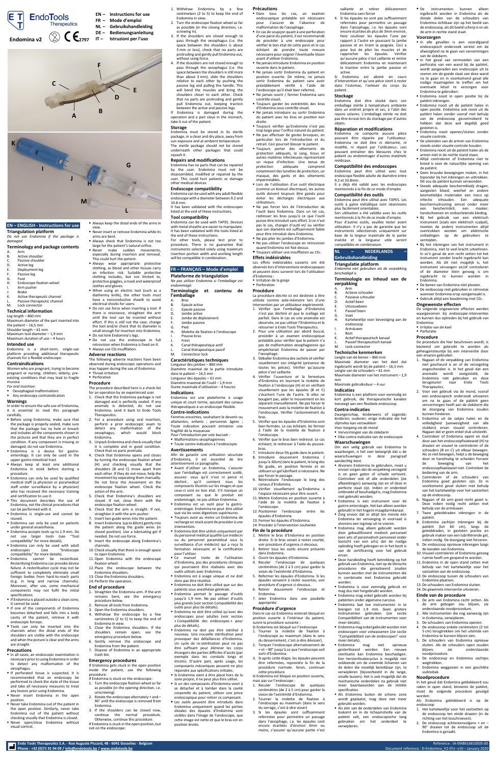# EndoTools Therapeutics

**Endoma v2** — CE 2797

EN – Instructions for use
FR – Mode d'emploi
NL – Gebruikshandleiding
DE – Bedienungsanleitung
IT – Istruzioni per l'uso

## EN – ENGLISH - Instructions for use

### Triangulation platform

*Do not use Endoma if the package is damaged*

### Terminology and package contents

A. Arm
B. Active shoulder
C. Passive shoulder
D. Active leg
E. Deployment leg
F. Passive leg
G. Foot
H. Endoscope fixation wheel
I. Arm pusher
J. Brake
K. Active therapeutic channel
L. Passive therapeutic channel
M. Lock connector

### Technical information

Leg length – 860 mm
Maximum diameter of the part inserted into the patient – 16,5 mm
Shoulder length – 61 mm
Maximum tool diameter – 1,9 mm
Maximum duration of use – 4 hours

### Intended use

Endoma is a short-term, single-use platform providing additional therapeutic channels for a flexible endoscope.

### Contraindications

Women who are pregnant, trying to become pregnant or nursing; children; elderly; pre-existing conditions that may lead to fragile mucosa

*For oral insertion:*

- Oesophageal malformations
- Any endoscopy contraindication

### Warnings

In order to ensure the safe use of Endoma, it is essential to read this paragraph carefully.

- Before using Endoma, make sure that the package is properly sealed, make sure that the package has no hole or breach and includes all the components shown in the pictures and that they are in perfect condition. If any component is missing or damaged, do not use Endoma.
- Endoma is a device for gastro-enterology. It can only be used in the upper gastro-intestinal tract.
- Always keep at least one additional Endoma in stock before starting a procedure.
- Endoma can only be used by qualified medical staff (a physician or paramedical staff under surveillance by a physician) who has received the necessary training and certification to use it.
- This document describes the use of Endoma, not the clinical procedures that can be performed with it.
- Endoma is single-use and cannot be reused.
- Endoma can only be used on patients under general anaesthesia.
- Endoma accepts tools up to 1.9 mm. Do not use larger tools (see "Tool compatibility" for more details).
- Endoma can only be used with adult endoscopes (see "Endoscope compatibility" for more details).
- Endoma cannot be resterilised. Resterilising Endoma can provoke device failure. A resterilisation cycle may not be sufficient to completely eliminate small foreign bodies from hard-to-reach parts (e.g. in long and narrow channels). Moreover, after use, some mechanical components may not fulfil the initial specifications.
- If Endoma is placed outside a clean zone, it cannot be used.
- If one of the components of Endoma becomes detached and falls into a body cavity of the patient, retrieve it with endoscopic forceps.
- Tools can only be inserted into the channels when the distal ends of the shoulders are visible with the endoscope and when the picture is clear and the arms are straight.

### Precautions

- In all cases, an endoscopic examination is necessary prior to using Endoma in order to detect any malformation of the oesophagus.
- If perforated tissue is suspected, it is recommended that an endoscopy be performed to check the state of the tissue and take all necessary measures to treat any lesions prior using Endoma.
- Never insert Endoma in the open position.
- Never take Endoma out of the patient in the open position. Similarly, never take Endoma out of the patient without checking visually that Endoma is closed.
- Never open/close Endoma without visual control.
- Always keep the distal ends of the arms in view.
- Never insert or remove Endoma while its arms are bent.
- Always check that Endoma is not too large for the patient's natural orifice.
- Never make sudden movements, especially during insertion and removal. This could hurt the patient.
- Always wear appropriate protective clothing, as blood and other tissues carry an infection risk. Suitable protective clothing includes, but not limited to, protective goggles, a mask and waterproof clothes and gloves.
- When using an electric tool (such as a diathermy knife), the other tools must have a nonconductive sheath to avoid electrical shocks for users.
- Do not use force when inserting a tool. If there is resistance, straighten the arm until the tool can be inserted without effort. If this is still not the case, change the tool and/or check that its diameter is small enough for insertion into Endoma.
- Do not kink Endoma's legs.
- Do not use the endoscope in full retrovision when Endoma is fixed on it.
- Always use $CO_2$ insufflation.

### Adverse reactions

The following adverse reactions have been observed during endoscopic operations and may happen during the use of Endoma:

- Throat irritation
- Perforation

### Procedure

The procedure described here is a check-list for an operation by an experienced user.

1. Check that the Endoma package is not damaged and is perfectly sealed. If any anomaly is detected, do not use Endoma; send it back to Endo Tools Therapeutics.
2. For a procedure using oral insertion, perform a prior endoscopic exam to detect any malformation of the oesophagus, which would block Endoma.
3. Unpack Endoma and check visually that it is complete and in good condition. Check that no parts protrude.
4. Check that Endoma opens and closes by turning the endoscope fixation wheel (H) and checking visually that the shoulders (B and C) move apart from each other. If they do not move, help the movement by separating them manually. Do not force the movement on the endoscope fixation wheel. Check the action of the arm.
5. Check that Endoma's shoulders are closed. If not, close them with the endoscope fixation wheel.
6. Check that the arm is straight. If not, straighten it with the arm pusher.
7. Insert two guide wires into the patient.
8. Insert Endoma (up to 60cm) gently into the patient along the guide wires (in closed position). Use a lubricating gel if needed. Do not use force.
9. Insert the endoscope along Endoma's channels.
10. Check visually that there is enough space to open Endoma.
11. Open Endoma with the endoscope fixation wheel.
12. Place the endoscope between the Endoma shoulders.
13. Close the Endoma shoulders.
14. Perform the operation.

### End of procedure

1. Straighten the Endoma arm. If the arm remains bent, see the emergency procedure below.
2. Remove all tools from Endoma.
3. Open the Endoma shoulders.
4. Withdraw the endoscope by a few centimetres (2 to 5) to keep the end of Endoma in view.
5. Close the Endoma shoulders. If the shoulders remain open, see the emergency procedure below.
6. Gently remove the endoscope and Endoma from the patient.
7. Dispose of Endoma in an appropriate trash bin.

### Emergency procedures

If Endoma gets stuck in the open position inside the patient, use the following procedure:

If Endoma is stuck on the endoscope:

1. Turn the endoscope fixation wheel as far as possible (in the opening direction, i.e. unscrewing)
2. Rotate the endoscope alternatively + and – 90° until the endoscope is removed from Endoma.
3. If the shoulders can be closed now, continue the normal procedure. Otherwise, continue this procedure.

If Endoma is stuck in the open position, but not on the endoscope:

1. Withdraw Endoma by a few centimeters (2 to 5) to keep the end of Endoma in view.
2. Turn the endoscope fixation wheel as far as possible (in the closing direction, i.e. screwing in).
3. If the shoulders are closed enough to pass through the oesophagus (i.e. the space between the shoulders is about 3 mm or less), check that no parts are protruding and gently pull Endoma out, without using force.
4. If the shoulders are not closed enough to pass through the oesophagus (i.e. the space between the shoulders is still more than about 3 mm), slide the shoulders relative to each other by pushing the passive leg and pulling the handle. This will bend the muscles and bring the shoulders closer to each other. Check that no parts are protruding and gently pull Endoma out, keeping traction between the active and passive legs.

If Endoma is damaged during the operation and a part stays in the stomach, take it out of the patient.

### Storage

Endoma must be stored in its sterile package, in a clean and dry place, away from sun exposure and at ambient temperature. The sterile package should not be stored underneath other packages that could squash it.

### Repairs and modifications

Endoma has no parts that can be repaired by the user. Endoma must not be disassembled, modified or repaired by the user. This could hurt patients or damage other medical devices.

### Endoscope compatibility

Endoma can be used with any adult flexible endoscope with a diameter between 9.2 and 10.8 mm.

It has been validated with the endoscopes listed at the end of these instructions.

### Tool compatibility

Endoma can be used with TAPES. Devices with metal sheaths are easier to manipulate. It has been validated with the tools listed at the end of these instructions.

For other tools, please test prior to procedure. There is no guarantee that instruments selected solely using maximum insertion portion width and working length will be compatible in combination.

## FR – FRANÇAIS – Mode d'emploi

### Plateforme de triangulation

*Ne pas utiliser Endoma si l'emballage est endommagé.*

### Terminologie et contenu de l'emballage

A. Bras
B. Epaule active
C. Epaule passive
D. Jambe active
E. Jambe de déploiement
F. Jambe passive
G. Pied
H. Molette de fixation à l'endoscope
I. Pousse-bras
J. Frein
K. Canal thérapeutique actif
L. Canal thérapeutique passif
M. Connecteur lock

### Caractéristiques techniques

Longueur des jambes – 860 mm
Diamètre maximal de la partie introduite dans le patient – 16,5 mm
Longueur des épaules – 61 mm
Diamètre maximal de l'outil – 1,9 mm
Durée maximale d'utilisation – 4 heures

### Indications

Endoma est une plateforme à usage unique et court terme, ajoutant des canaux thérapeutiques à un endoscope flexible.

### Contre-indications

Femmes enceintes, souhaitant le devenir ou allaitantes; enfants ; personnes âgées ; Toute indication pouvant entrainer une fragilité de la muqueuse

*Pour l'introduction par voie buccale :*

- Malformations œsophagiennes
- Toute contre-indication à l'endoscopie

### Avertissements

Afin de garantir une utilisation sécurisée d'Endoma, il est essentiel de lire attentivement ce paragraphe.

- Avant d'utiliser un Endoma, s'assurer que l'emballage est correctement scellé, assurez- vous qu'il n'est ni percé ni déchiré, qu'il contient tous les composants illustrés sur les images et que ceux-ci sont en bon état. S'il manque un composant ou que le produit est endommagé, ne pas utiliser Endoma.
- Endoma est un outil pour la gastro-entérologie. Il ne peut être utilisé que via les voies digestives supérieures.
- Toujours avoir au moins un Endoma de rechange en stock avant de procéder à une intervention.
- Endoma doit être utilisé uniquement par du personnel médical qualifié (un médecin ou du personnel paramédical sous la surveillance d'un médecin) qui a reçu la formation nécessaire et la certification pour l'utiliser.
- Ce manuel traite de l'utilisation d'Endoma, pas des procédures cliniques qui pourraient être réalisées avec des outils utilisés avec Endoma.
- Endoma est à usage unique et ne doit donc pas être réutilisé.
- Endoma ne doit être utilisé que sur des patients sous anesthésie générale.
- Endoma permet le passage d'outils jusqu'à 1.9 mm. Ne pas utiliser d'outils plus grands (voir section Compatibilité des outils pour plus de détails).
- Endoma ne doit être utilisé qu'avec des endoscopes pour adultes (voir section « Compatibilité des endoscopes » pour plus de détails).
- Endoma ne doit pas être stérilisé à nouveau. Une nouvelle stérilisation peut provoquer des défaillances d'Endoma. Un cycle de re-stérilisation peut ne pas être suffisant pour éliminer les corps étrangers des parties difficiles d'accès (par exemple dans les conduits longs et étroits). D'autre part, après usage, les composants mécaniques peuvent ne plus répondre aux spécifications initiales.
- Si Endoma vient à être placé hors de la zone propre, il ne peut plus être utilisé.
- Si un des composants d'Endoma vient à se détacher et à tomber dans la cavité corporelle du patient, utiliser une pince endoscopique pour retirer ce composant.
- Les outils peuvent être introduits dans Endoma uniquement quand les parties distales des épaules d'Endoma sont visibles dans l'image de l'endoscope, que cette image est nette et que le bras est en position droite.

### Précautions

- Dans tous les cas, un examen endoscopique préalable est nécessaire pour s'assurer de l'absence de malformation de l'œsophage.
- En cas de soupçon quant à une perforation d'une paroi du patient, il est recommandé de procéder à une endoscopie pour vérifier le bon état de cette paroi et le cas échéant de prendre toute mesure nécessaire pour soigner l'éventuelle lésion avant d'utiliser Endoma.
- Ne jamais introduire Endoma en position ouverte dans le patient.
- Ne jamais sortir Endoma du patient en position ouverte. De même, ne jamais sortir Endoma du patient sans avoir préalablement vérifié à l'aide de l'endoscope qu'il était bien refermé.
- Ne jamais ouvrir / fermer Endoma sans contrôle visuel.
- Toujours garder les extrémités des bras d'Endoma sous contrôle visuel.
- Ne jamais introduire ou sortir Endoma du patient avec les bras en position non droite.
- Toujours vérifier qu'Endoma n'est pas trop large pour l'orifice naturel du patient.
- Ne pas effectuer de gestes brusques, en particulier lors de l'introduction et du retrait. Ceci pourrait blesser le patient.
- Toujours porter des vêtements de protection adéquats, le sang, tissus et autres matières infectieuses représentant un risque d'infection. Une tenue de protection adéquate comprend notamment des lunettes de protection, un masque, des gants et des vêtements imperméables.
- Lors de l'utilisation d'un outil électrique (comme un bistouri électrique), les autres outils doivent toujours être gainés pour éviter les décharges électriques aux utilisateurs.
- Ne pas forcer lors de l'introduction de l'outil dans Endoma. Dans un tel cas, redresser les bras jusqu'à ce que l'outil puisse être introduit sans effort. Si ce n'est pas le cas, changer d'outil et/ ou vérifier que son diamètre est suffisamment faible pour être introduit dans Endoma.
- Ne pas plier les jambes d'Endoma.
- Ne pas utiliser l'endoscope en rétrovision quand Endoma est fixé dessus.
- Toujours utiliser une insufflation au $CO_2$.

### Effets indésirables

Les effets indésirables suivants ont été observés lors d'interventions endoscopiques et peuvent donc survenir lors de l'utilisation d'Endoma :

- Irritation de la gorge
- Perforation

### Procédure

La procédure décrite ici est destinée à être utilisée comme aide-mémoire lors d'une intervention par un utilisateur expérimenté.

1. Vérifier que l'emballage d'Endoma n'est pas déchiré et que le scellage est parfait. Dans le cas où une anomalie est observée, ne pas utiliser l'Endoma et le retourner à Endo Tools Therapeutics.
2. Pour une utilisation par abord buccal, procéder à un examen endoscopique préalable pour vérifier que le patient n'a pas de malformation œsophagienne qui empêcherait Endoma de passer par l'œsophage.
3. Déballer Endoma des sachets et vérifier visuellement son intégrité (présence de toutes les pièces). Vérifier qu'aucune pièce n'est saillante.
4. Vérifier l'ouverture et la fermeture d'Endoma en tournant la molette de fixation à l'endoscope (H) et en vérifiant visuellement que les épaules (B et C) s'écartent l'une de l'autre. Si elles ne bougent pas, aider le mouvement en les séparant manuellement. Ne pas forcer le mouvement avec la molette de fixation à l'endoscope. Vérifier l'actionnement du bras.
5. Vérifier que les épaules d'Endoma sont bien fermées. Le cas échéant, les fermer à l'aide de la molette de fixation à l'endoscope.
6. Vérifier que le bras bien redressé. Le cas échéant, le redresser à l'aide du pousse-bras.
7. Introduire deux fils guide dans le patient.
8. Introduire doucement Endoma ( jusqu'à 60cm) dans le patient, le long des fils guide, en position fermée et en utilisant un gel lubrifiant si nécessaire. Ne pas forcer le passage.
9. Réintroduire l'endoscope le long des canaux d'Endoma.
10. Vérifier visuellement qu'Endoma a l'espace nécessaire pour être ouvert.
11. Mettre Endoma en position ouverte à l'aide de la molette de fixation à l'endoscope.
12. Positionner l'endoscope entre les épaules d'Endoma.
13. Fermer les épaules d'Endoma.
14. Procéder à l'intervention souhaitée.

### Fin de la procédure

1. Mettre le bras d'Endoma en position droite. Si le bras venait à rester courbé, voir procédure d'urgence ci-dessous.
2. Retirer tous les outils encore présents dans Endoma.
3. Ouvrir les épaules d'Endoma.
4. Reculer l'endoscope de quelques centimètres (de 2 à 5 cm) pour garder la vision de l'extrémité d'Endoma.
5. Refermer les épaules d'Endoma. Si les épaules venaient à rester ouvertes, voir procédure d'urgence ci-dessous.
6. Retirer doucement l'endoscope et Endoma.
7. Jeter Endoma dans une poubelle appropriée.

### Procédure d'urgence

Dans le cas où Endoma resterait bloqué en position ouverte à l'intérieur du patient, suivre la procédure suivante :

Si Endoma est bloqué sur l'endoscope

1. Tourner la molette de fixation à l'endoscope au maximum (dans le sens du desserrement, c'est-à-dire dévisser).
2. Torquer l'endoscope alternativement de + et – 90° jusqu'à ce que l'endoscope soit sorti d'Endoma.
3. Si après cette étape, les épaules peuvent être refermées, reprendre la fin de la procédure normale. Sinon, continuer cette procédure.

Si Endoma est bloqué en position ouverte, mais pas sur l'endoscope :

1. Reculer l'endoscope de quelques centimètres (de 2 à 5 cm) pour garder la vision de l'extrémité d'Endoma.
2. Tourner la molette de fixation à l'endoscope au maximum (dans le sens du serrage, c'est-à-dire visser)
3. Si les épaules sont suffisamment refermées pour permettre un passage dans l'œsophage, i.e. les épaules sont encore écartées d'environ 3mm ou moins, s'assurer qu'aucune partie n'est saillante et retirer délicatement Endoma sans forcer.
4. Si les épaules ne sont pas suffisamment refermées pour permettre un passage dans l'œsophage, i.e. les épaules sont encore écartées de plus de 3mm environ, faire coulisser les épaules l'une par rapport à l'autre en poussant la jambe passive et en tirant la poignée. Ceci a pour but de plier les muscles et de rapprocher les épaules. Vérifier qu'aucune pièce n'est saillante et retirer délicatement Endoma en maintenant la traction entre la jambe passive et active.

Si Endoma est abîmé en cours d'intervention et qu'une pièce vient à rester dans l'estomac, l'enlever du corps du patient.

### Stockage

Endoma doit être stocké dans son emballage stérile à température ambiante dans un endroit propre et sec, à l'abri des rayons solaires. L'emballage stérile ne doit pas être écrasé lors du stockage par d'autres objets.

### Réparation et modifications

Endoma ne comporte aucune pièce pouvant être réparée par l'utilisateur. Endoma ne doit être ni démonté, ni modifié, ni réparé par l'utilisateur, ceci pouvant entraîner des blessures chez le patient ou endommager d'autres matériels médicaux.

### Compatibilité des endoscopes

Endoma peut être utilisé avec tout endoscope flexible adulte de diamètre entre 9.2 et 10.8mm.

Il a déjà été validé avec les endoscopes mentionnés à la fin de ce mode d'emploi.

### Compatibilité des outils

Endoma peut être utilisé avec TAPES. Les outils à gaine métallique sont néanmoins plus facilement orientables.

Son utilisation a été validée avec les outils mentionnés à la fin de ce mode d'emploi.

Pour d'autres outils, veuillez tester avant utilisation. Il n'y a pas de garantie que les instruments sélectionnés uniquement sur base de la largeur maximale de la partie insérée et la longueur utile seront compatibles en combinaison.

## NL – NEDERLANDS – Gebruikshandleiding

### Triangulatie platform

*Endoma niet gebruiken als de verpakking beschadigd is.*

### Terminologie en inhoud van de verpakking

A. Arm
B. Actieve schouder
C. Passieve schouder
D. Actief been
E. Uitvouwbeen
F. Passief been
G. Voet
H. Kartelwieltje voor bevestiging aan de endoscoop
I. Armduwer
J. Rem
K. Actief therapeutisch kanaal
L. Passief therapeutisch kanaal
M. Lock-connector

### Technische kenmerken

Lengte van de benen – 860 mm
Maximale diameter van het deel dat ingebracht wordt bij de patiënt – 16,5 mm
Lengte van de schouders – 61 mm
Maximale diameter van het instrument – 1,9 mm
Maximale gebruiksduur – 4 uur

### Indicaties

Endoma is een platform voor eenmalig en kort gebruik, die therapeutische kanalen toevoegt aan een flexibele endoscoop.

### Contra-indicaties

Zwangerschap, kinderwens of zogende; kinderen; ouderen; enige indicatie die het slijmvlies kan verzwakken

*Voor toegang via de mond:*

- Vervormingen van de slokdarm
- Elke contra-indicatie van de endoscopie

### Waarschuwingen

Om een veilig gebruik van Endoma te waarborgen, is het zeer belangrijk dat u de waarschuwingen in deze paragraaf aandachtig leest.

- Alvorens Endoma te gebruiken, moet u ervoor zorgen dat de verpakking verzegeld is en geen gaten of schade vertoont. Controleer ook of alle onderdelen (zie afbeeldingen) aanwezig zijn en of deze in perfecte staat zijn. Indien er onderdeel ontbreekt of beschadigd is, mag Endoma niet gebruikt worden.
- Endoma is een instrument voor de gastro-enterologie. Het kan alleen worden gebruikt in het hogere maagdarmkanaal.
- Zorg ervoor dat er altijd ten minste één Endoma ter vervanging in voorraad is alvorens een ingreep uit te voeren.
- Endoma mag alleen gebruikt worden door gekwalificeerd medisch personeel (een arts of paramedisch personeel onder toezicht van een arts) dat de nodige opleiding heeft gekregen en in het bezit is van de certificering voor het gebruik ervan.
- Deze handleiding heeft betrekking op het gebruik van Endoma, niet op de klinische procedures die gerealiseerd zouden kunnen worden met de instrumenten die in combinatie met Endoma gebruikt worden.
- Endoma is voor eenmalig gebruik en mag dus niet hergebruikt worden.
- Endoma mag enkel gebruikt worden bij patiënten onder algemene narcose.
- Endoma laat toe instrumenten in te brengen tot 1.9 mm. Geen grotere instrumenten gebruiken (zie sectie Compatibiliteit van de instrumenten voor meer details).
- Endoma mag enkel gebruikt worden met endoscopen voor volwassenen (zie sectie "Compatibiliteit van de endoscopen" voor meer details).
- Endoma mag niet opnieuw gesteriliseerd worden. Een nieuwe sterilisatie kan Endoma beschadigen. Een hersterilisatiecyclus is mogelijk niet voldoende om de vreemde lichamen van de delen die moeilijk bereikbaar zijn, te verwijderen (bijvoorbeeld in de lange, smalle buizen). Het is ook mogelijk dat de mechanische onderdelen na gebruik niet meer beantwoorden aan de initiële specificaties.
- Als Endoma buiten de schone zone wordt geplaatst, mag deze niet meer gebruikt worden.
- Als één van de onderdelen van Endoma loskomt en in de lichaamsholte van de patiënt valt, een endoscopische tang gebruiken om het onderdeel te verwijderen.
- De instrumenten kunnen alleen ingebracht worden in Endoma als de distale delen van de schouders van Endoma zichtbaar zijn op het beeld van de endoscoop, als dit beeld scherp is en als de arm in rechte stand staat.

### Voorzorgen

- In alle gevallen is een voorafgaand endoscopisch onderzoek vereist om de afwezigheid na te gaan van vervormingen van de slokdarm.
- In het geval van vermoeden van een perforatie van een wand bij de patiënt, wordt aangeraden een endoscopie uit te voeren om de goede staat van deze wand na te gaan en in voorkomend geval alle nodige maatregelen te treffen om het eventuele letsel te verzorgen voor Endoma te gebruiken.
- Endoma nooit in open positie bij de patiënt inbrengen.
- Endoma nooit uit de patiënt halen in open positie. Endoma ook nooit uit de patiënt halen zonder vooraf met behulp van de endoscoop gecontroleerd te hebben dat deze wel degelijk goed gesloten is.
- Endoma nooit openen/sluiten zonder visuele controle.
- De uiteinden van de armen van Endoma steeds onder visuele controle houden.
- Endoma nooit uit de patiënt halen als de armen niet in de rechte stand staan.
- Altijd controleren of Endoma niet te breed is voor de natuurlijke opening van de patiënt.
- Geen bruuske bewegingen maken, in het bijzonder bij het inbrengen en uittrekken. Dit zou de patiënt kunnen verwonden.
- Steeds adequate beschermkledij dragen, aangezien bloed, weefsel en andere besmettelijke materialen een risico op infectie inhouden. Een adequate beschermuitrusting omvat onder meer een beschermbril, een masker, handschoenen en ondoorlatende kleding.
- Bij het gebruik van een elektrisch instrument (zoals een elektrisch scalpel), moeten de andere instrumenten altijd overtrokken worden om elektrische ontladingen op de gebruikers te vermijden.
- Bij het inbrengen van het instrument in Endoma, niet te veel kracht uitoefenen. In zo'n geval de arm recht zetten tot het instrument zonder kracht ingebracht kan worden. Als dit niet mogelijk is, het instrument vervangen en/of controleren of de diameter klein genoeg is om ingebracht te kunnen worden in Endoma.
- De benen van Endoma niet plooien.
- De endoscoop niet gebruiken in retrovisie wanneer Endoma erop vastgemaakt is.
- Gebruik altijd een beademing met $CO_2$.

### Ongewenste effecten

De volgende ongewenste effecten werden waargenomen bij endoscopie-interventies en kunnen dus optreden bij het gebruik van Endoma:

- Irritatie van de keel
- Perforatie

### Procedure

De procedure die hier beschreven wordt, is bestemd om gebruikt te worden als geheugensteuntje bij een interventie door een ervaren gebruiker.

1. Nagaan of de verpakking van Endoma niet gescheurd is en of de verzegeling ongeschonden is. In het geval dat een anomalie wordt vastgesteld, de Endoma niet gebruiken en deze terugsturen naar Endo Tools Therapeutics.
2. Voor een gebruik via de mond, vooraf een endoscopisch onderzoek uitvoeren om na te gaan of de patiënt geen vervormingen heeft aan de slokdarm die de doorgang van Endoma zouden kunnen hinderen.
3. Endoma uit de zakjes halen en de volledigheid (aanwezigheid van alle stukken) ervan visueel controleren. Nagaan dat er geen enkel stuk uitsteekt.
4. Controleer of Endoma opent en sluit door aan het endoscoopfixatiewiel (H) te draaien en visueel te controleren of de schouders (B en C) uit elkaar bewegen. Als ze niet bewegen, helpt u de beweging door ze handmatig te scheiden Forceer de beweging van het endoscoopfixatiewiel niet. Controleer de bediening van de arm.
5. Controleren of de schouders van Endoma goed gesloten zijn. Ze in voorkomend geval sluiten met behulp van het kartelwieltje voor het vastzetten op de endoscoop.
6. Nagaan of de arm goed recht gezet is. Deze indien nodig recht zetten met behulp van de armduwer.
7. Twee geleiddraden inbrengen in de patiënt.
8. Endoma zachtjes inbrengen bij de patiënt (tot 60 cm), langs de geleiddraden, in gesloten positie en gebruik maken van een lubrifiërende gel, indien nodig. De doorgang niet forceren.
9. De endoscoop opnieuw inbrengen langs de kanalen van Endoma.
10. Visueel controleren of Endoma genoeg ruimte heeft om geopend te worden.
11. Endoma in de open stand zetten met behulp van het kartelwieltje voor het vastzetten aan de endoscoop.
12. De endoscoop tussen de schouders van Endoma plaatsen.
13. De schouders van Endoma sluiten.
14. De gewenste interventie uitvoeren.

### Einde van de procedure

1. De arm van Endoma recht zetten. Als de arm gebogen zou blijven, zie onderstaande noodprocedure.
2. Alle instrumenten die nog aanwezig zijn in Endoma, verwijderen.
3. De schouders van Endoma openen.
4. De endoscoop enkele centimeters (2 tot 5 cm) terugtrekken om het uiteinde van Endoma te kunnen blijven zien.
5. De schouders van Endoma opnieuw sluiten. Als de schouders open zouden blijven, zie onderstaande noodprocedure.
6. De endoscoop en Endoma zachtjes wegtrekken.
7. Endoma weggooien in een geschikte vuilnisbak.

### Noodprocedure

In het geval dat Endoma geblokkeerd zou raken in open stand, binnenin de patiënt, moet de volgende procedure gevolgd worden:

Als Endoma geblokkeerd is op de endoscoop

1. Het kartelwieltje voor het vastzetten op de endoscoop ten einde draaien (in de richting van het losschroeven).
2. De endoscoop achtereenvolgens + en – 90° draaien tot de endoscoop uit de Endoma is geraakt.

---

Endo Tools Therapeutics S.A. - Rue Auguste Piccard, 48 - 6041 Gosselies - Belgium
Phone : +32 (0)71 91 94 09 / info@endotools.be / www.endotools.be

Reference : IA-EM81661050S-00
Document reference : D-Endoma_V2-IFU--v10 – January 2020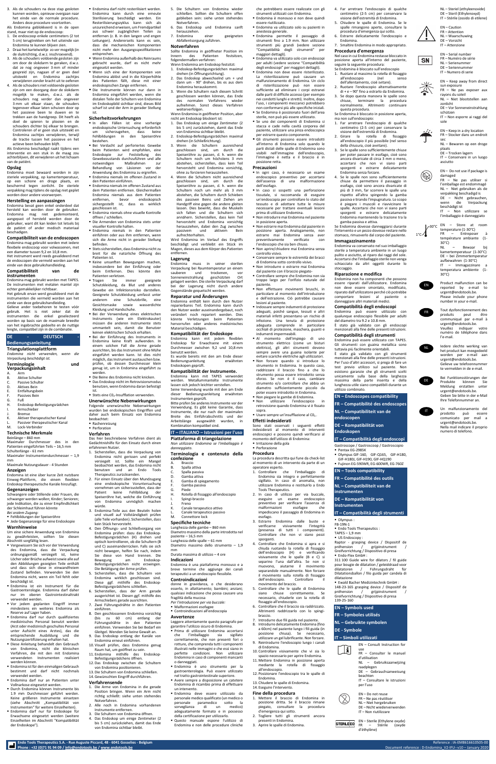3. Als de schouders na deze stap gesloten kunnen worden, opnieuw overgaan naar het einde van de normale procedure. Anders deze procedure voortzetten.

Als Endomina geblokkeerd is in de open stand, maar niet op de endoscoop:

1. De endoscoop enkele centimeters (2 tot 5 cm) terugtrekken om het lichaam van Endomina te kunnen blijven zien.
2. Draai het kartelwieltje zo ver mogelijk (in de sluitrichting, d.w.z. linksomgedraaid).
3. Als de schouders voldoende gesloten zijn om door de slokdarm te geraken, d.w.z. dat ze nog ongeveer 3 mm of minder gespreid zijn, langzaam of een geen deel uitsteekt en Endomina zachtjes verwijderen zonder kracht uit te oefenen
4. Als de schouders niet voldoende gesloten zijn om een doorgang door de slokdarm mogelijk te maken, d.w.z. als de schouders nog verder dan ongeveer 3 mm uit elkaar staan, de schouders tegenover elkaar laten schuiven door op het passieve been te duwen en te trekken aan de handgreep. Dit heeft als doel de spieren te plooien en de schouders dichter bij elkaar te brengen. Controleren of er geen stuk uitsteekt en Endomina zachtjes verwijderen, terwijl de tractie tussen het passieve en het actieve been behouden blijft.

Als Endomina beschadigd raakt tijdens een interventie en een stuk in de maag zou achterblijven, dit verwijderen uit het lichaam van de patiënt.

## Opslag

Endomina moet bewaard worden in zijn steriele verpakking, op kamertemperatuur, op een schone en droge plaats, en beschermd tegen zonlicht. De steriele verpakking mag tijdens de opslag niet geplet worden door andere voorwerpen.

## Herstelling en aanpassingen

Endomina bevat geen enkel onderdeel dat hersteld kan worden door de gebruiker. Endomina mag niet gedemonteerd, aangepast of hersteld worden door de gebruiker, want dit kan leiden tot letsels bij de patiënt of ander medisch materiaal beschadigen.

## Compatibiliteit van de endoscopen

Endomina mag gebruikt worden met iedere flexibele endoscoop voor volwassenen, met een diameter tussen 9,2 en 10,8 mm.

Het instrument werd reeds gevalideerd met de endoscopen die vermeld worden aan het einde van deze gebruikshandleiding.

## Compatibiliteit van de instrumenten

Endomina mag gebruikt worden met TAPES. De instrumenten met metalen mantel zijn echter gemakkelijker richtbaar.

Het gebruik ervan werd gevalideerd met de instrumenten die vermeld worden aan het einde van deze gebruikshandleiding.

Gelieve ander toebehoren te testen vóór gebruik. Het is niet zeker dat de instrumenten die enkel geselecteerd worden op basis van de maximale breedte van het ingebrachte gedeelte en de nuttige lengte, compatibel zijn in de combinatie.

## DE - DEUTSCH - Bedienungsanleitung

### Triangulationsplattform

*Endomina nicht verwenden, wenn die Verpackung beschädigt ist.*

### Terminologie und Verpackungsinhalt

A. Arm
B. Aktive Schulter
C. Passive Schulter
D. Aktives Bein
E. Entfaltungsbein
F. Passives Bein
G. Fuß
H. Endoskop-Befestigungsrädchen
I. Armschieber
J. Bremse
K. Aktiver therapeutischer Kanal
L. Passiver therapeutischer Kanal
M. Lock-Verbinder

### Technische Merkmale

Beinlänge – 860 mm

Maximaler Durchmesser des in den Patienten eingeführten Teils – 16,5 mm

Schulterlänge - 61 mm

Maximaler Instrumentendurchmesser – 1,9 mm

Maximale Nutzungsdauer - 4 Stunden

### Anzeigen

Endomina ist eine über kurze Zeit nutzbare Einweg-Plattform, die einem flexiblen Endoskop therapeutische Kanäle hinzufügt.

### Gegenanzeigen

Schwangere oder Stillende oder Frauen, die schwanger werden wollen; Kinder; Senioren; jede Indikation, die zu einer Empfindlichkeit der Schleimhaut führen könnte

*Bei oralem Zugang:*

- Fehlbildungen der Speiseröhre
- Jede Gegenanzeige für eine Endoskopie

### Warnhinweise

Um eine sichere Anwendung von Endomina zu gewährleisten, sollten Sie diesen Abschnitt sorgfältig lesen.

- Vergewissern Sie sich vor der Verwendung des Endomina, dass die Verpackung ordnungsgemäß versiegelt ist, keine Löcher oder Brüche aufweist sowie alle auf den Abbildungen gezeigten Teile enthält und dass sich diese in einwandfreiem Zustand befinden. Verwenden Sie den Endomina nicht, wenn ein Teil fehlt oder beschädigt ist.
- Endomina ist ein Instrument für die Gastroenterologie. Endomina darf daher nur im oberen Gastrointestinaltrakt verwendet werden.
- Vor jedem geplanten Eingriff immer mindestens ein weiteres Endomina als Reserve auf Lager haben.
- Endomina darf nur durch qualifiziertes medizinisches Personal benutzt werden (Arzt oder medizinisch geschultes Personal unter Aufsicht eines Arztes), das die entsprechende Ausbildung und die Nutzungszertifizierung erhalten hat.
- Diese Anleitung behandelt den Gebrauch von Endomina, nicht die klinischen Verfahren, die mit den mit Endomina verwendeten Instrumenten realisiert werden können.
- Endomina ist für den einmaligen Gebrauch bestimmt und darf nicht nochmals verwendet werden.
- Endomina darf nur an Patienten unter Vollnarkose eingesetzt werden.
- Durch Endomina können Instrumente bis 1.9 mm Durchmesser geführt werden. Keine größeren Instrumente einsetzen (siehe Abschnitt „Kompatibilität von Instrumenten" für weitere Einzelheiten).
- Endomina darf nur für Endoskope für Erwachsene eingesetzt werden (weitere Einzelheiten im Abschnitt "Kompatibilität der Endoskope").
- Endomina darf nicht resterilisiert werden. Endomina kann durch eine erneute Sterilisierung beschädigt werden. Ein Resterilisierungszyklus kann sich als unzureichend erweisen, um Fremdpartikel aus schwer zugänglichen Teilen zu entfernen (z. B. in den langen und engen Leitungen). Andererseits kann es sein, dass die mechanischen Komponenten nicht mehr den Ausgangsspezifikationen entsprechen.
- Wenn Endomina außerhalb des Reinraums gebracht wurde, darf es nicht mehr eingesetzt werden.
- Wenn sich eine der Komponenten von Endomina ablöst und in die Körperhöhle des Patienten fällt, diese mit einer endoskopischen Zange entfernen.
- Die Instrumente können nur dann in Endomina eingeführt werden, wenn die distalen Teile der Schultern von Endomina im Endoskopbild sichtbar sind, dieses Bild scharf ist und der Arm in gerader Stellung ist.

### Sicherheitsvorkehrungen

- In allen Fällen ist eine vorherige endoskopische Untersuchung erforderlich um sicherzugehen, dass keine Fehlbildungen in den Speiseröhre bestehen.
- Bei Verdacht auf perforiertes Gewebe beim Patienten wird empfohlen, eine Endoskopie zur Feststellung des Gewebezustands durchzuführen und alle notwendigen Maßnahmen zur Behandlung von Läsionen vor der Anwendung des Endomina zu ergreifen.
- Endomina niemals im offenen Zustand in den Patienten einführen.
- Endomina niemals im offenen Zustand aus dem Patienten entfernen. Gleichermaßen Endomina niemals aus dem Patienten entfernen, bevor endoskopisch sichergestellt ist, dass es wirklich geschlossen ist.
- Endomina niemals ohne visuelle Kontrolle öffnen / schließen.
- Die Armenden von Endomina stets unter visueller Kontrolle halten.
- Endomina niemals in den Patienten einführen oder aus ihm entfernen, wenn sich die Arme nicht in gerader Stellung befinden.
- Stets sicherstellen, dass Endomina nicht zu breit für die natürliche Öffnung des Patienten ist.
- Keine ungewöhnlichen Bewegungen machen, insbesondere bei der Einführung oder beim Entfernen. Dies könnte den Patienten verletzen.
- Tragen Sie immer geeignete Schutzkleidung, da Blut und anderes Gewebe ein Infektionsrisiko darstellen. Geeignete Schutzkleidung umfasst unter anderem eine Schutzbrille, eine Gesichtsmaske sowie wasserdichte Kleidung und Handschuhe.
- Bei der Verwendung eines elektrischen Instruments (wie ein Elektrokauter) müssen die anderen Instrumente stets ummantelt sein, damit die Benutzer keinen elektrischen Schock erhalten.
- Bei der Einführung des Instruments in Endomina keine Kraft aufwenden. In einem solchen Fall die Arme gerade ausrichten, bis das Instrument ohne Mühe eingeführt werden kann. Ist dies nicht möglich, das Instrument austauschen bzw. prüfen, ob dessen Durchmesser klein genug ist, um in Endomina eingeführt zu werden.
- Die Beine des Endomina nicht knicken.
- Das Endoskop nicht im Retrovisionsmodus benutzen, wenn Endomina daran befestigt ist.
- Stets eine $CO_2$-Insufflation verwenden.

### Unerwünschte Nebenwirkungen

Folgende unerwünschte Nebenwirkungen wurden bei endoskopischen Eingriffen und daher auch beim Einsatz von Endomina beobachtet:

- Rachenreizung
- Perforation

### Verfahren

Das hier beschriebene Verfahren dient als Gedächtnishilfe für den Einsatz durch einen erfahrenen Nutzer.

1. Sicherstellen, dass die Verpackung von Endomina nicht gerissen und perfekt versiegelt ist. Sollte ein Mangel beobachtet werden, das Endomina nicht benutzen und an Endo Tools Therapeutics zurückzusenden.
2. Für einen Einsatz über den Mundzugang eine endoskopische Voruntersuchung vornehmen um sicherzustellen, dass der Patient keine Fehlbildung der Speiseröhre hat, welche die Einführung von Endomina unmöglich machen würde.
3. Endomina-Teile aus den Beuteln holen und visuell auf Vollständigkeit prüfen (alle Teile vorhanden). Sicherstellen, dass kein Stück hervorsteht.
4. Den Öffnungs- und Schließvorgang von Endomina prüfen: dazu das Endoskop-Befestigungsrädchen (H) drehen und optisch kontrollieren, ob die Schultern (B und C) auseinanderrücken. Falls sie sich nicht bewegen, helfen Sie nach, indem Sie diese von Hand trennen. Die Bewegung am Endoskop-Befestigungsrädchen nicht erzwingen. Die Betätigung der Arme prüfen.
5. Sicherstellen, dass die Schultern von Endomina wirklich geschlossen sind. Dazu ggf. mithilfe des Endoskop-Befestigungsrädchens schließen.
6. Sicherstellen, dass der Arm gerade ausgerichtet ist. Diesen ggf. mithilfe des Armschiebers gerade ausrichten.
7. Zwei Führungsdrähte in den Patienten einführen.
8. Den geschlossenen Endomina vorsichtig (bis zu 60 cm) entlang der Führungsdrähte in den Patienten einführen. Verwenden Sie bei Bedarf ein Gleitgel. Wenden Sie keine Gewalt an.
9. Das Endoskop entlang der Kanäle von Endomina einsetzen.
10. Visuell prüfen, dass Endomina genug Raum hat, um geöffnet zu sein.
11. Endomina mithilfe des Endoskop-Befestigungsrädchens öffnen.
12. Das Endoskop zwischen die Schultern von Endomina positionieren.
13. Die Schultern von Endomina schließen.
14. Gewünschten Eingriff durchführen.

### Verfahrensende

1. Die Arme von Endomina in die gerade Position bringen. Wenn ein Arm nicht richtig schließt: siehe unten stehendes Notverfahren.
2. Alle noch in Endomina vorhandenen Instrumente entfernen.
3. Die Schultern von Endomina öffnen.
4. Das Endoskop einige Zentimeter (2 bis 5 cm) zurückziehen, damit das Ende von Endomina sichtbar bleibt.
5. Die Schultern von Endomina wieder schließen. Sollten die Schultern offen geblieben sein: siehe unten stehendes Notverfahren.
6. Das Endoskop und Endomina sanft herausziehen.
7. Endomina einer geeigneten Abfallentsorgung zuführen.

### Notverfahren

Sollte Endomina in geöffneter Position im Innern des Patienten festsitzen, folgendermaßen verfahren:

Wenn Endomina am Endoskop feststitzt:

1. Das Endoskop-Befestigungsrädchen maximal drehen (in Öffnungsrichtung).
2. Das Endoskop abwechselnd um + und dann um - 90° drehen, bis es aus dem Endomina herauskommt.
3. Wenn die Schultern nach diesem Schritt geschlossen werden können, das Ende des normalen Verfahrens wieder aufnehmen. Sonst dieses Verfahren weiterverfolgen.

Wenn Endomina in geöffneter Position, aber nicht am Endoskop blockiert ist:

1. Das Endoskop um einige Zentimeter (2 bis 5 cm) zurückziehen, damit das Ende von Endomina sichtbar bleibt.
2. Endoskop-Befestigungsrädchen maximal drehen (in Schließrichtung).
3. Wenn die Schultern ausreichend geschlossen sind, um durch die Speiseröhre zu passen, d. h. wenn die Schultern noch um höchstens 3 mm abstehen, die Schultern durch Schieben des passiven Beins und Ziehen am Handgriff eine gegen die andere gleiten lassen. Dies bewirkt, dass die Muskeln sich falten und die Schultern sich annähern. Sicherstellen, dass kein Teil hervorsteht und Endomina vorsichtig herausziehen, ohne zu forcieren herausziehen.
4. Wenn die Schultern nicht ausreichend geschlossen sind, um durch die Speiseröhre zu passen, d. h. wenn die Schultern noch um mehr als 3 mm abstehen, die Schultern durch Schieben des passiven Beins und Ziehen am Handgriff eine gegen die andere gleiten lassen. Dies bewirkt, dass die Muskeln sich falten und die Schultern sich annähern. Sicherstellen, dass kein Teil hervorsteht und Endomina vorsichtig herausziehen, dabei den Zug zwischen passivem und aktivem Bein aufrechterhalten.

Wird Endomina im Verlauf des Eingriffs beschädigt und verbleibt ein Stück im Magen, dieses aus dem Körper des Patienten entfernen.

### Lagerung

Endomina muss in seiner sterilen Verpackung bei Raumtemperatur an einem sauberen und trockenen, vor Sonneneinstrahlung geschützten Ort gelagert werden. Die sterile Verpackung darf bei der Lagerung nicht durch andere Gegenstände gequetscht werden.

### Reparatur und Änderungen

Endomina enthält kein durch den Nutzer reparierbares Teil. Endomina kann durch den Nutzer weder auseinandergebaut, noch verändert noch repariert werden. Dies könnte Verletzungen beim Patienten hervorrufen oder anderes medizinisches Material beschädigen.

### Kompatibilität der Endoskope

Endomina kann mit jedem flexiblen Endoskop für Erwachsene mit einem Durchmesser zwischen 9,2 und 10,8 mm benutzt werden.

Es wurde bereits mit den am Ende dieser Bedienungsanleitung erwähnten Endoskopen geprüft.

### Kompatibilität der Instrumente.

Endomina kann mit TAPES verwendet werden. Metallummantelte Instrumente lassen sich jedoch leichter verstellen.

Seine Verwendung wurde mit den am Ende dieser Bedienungsanleitung erwähnten Instrumenten geprüft.

Bitte prüfen Sie anderes Instrumente vor der Verwendung. Es gibt keine Garantie, dass Instrumente, die nur nach der maximalen Breite des Einführabschnitts und der Arbeitslänge ausgewählt wurden, in Kombination kompatibel sind.

## IT – ITALIANO – Istruzioni per l'uso

### Piattaforma di triangolazione

*Non utilizzare Endomina se l'imballaggio è danneggiato.*

### Terminologia e contenuto della confezione

A. Braccio
B. Spalla attiva
C. Spalla passiva
D. Gamba attiva
E. Gamba di spiegamento
F. Gamba passiva
G. Piede
H. Rotella di fissaggio all'endoscopio
I. Spingi-braccio
J. Freno
K. Canale terapeutico attivo
L. Canale terapeutico passivo
M. Connettore lock

### Specifiche tecniche

Lunghezza delle gambe – 860 mm

Diametro massimo della parte introdotta nel paziente – 16,5 mm

Lunghezza delle spalle – 61 mm

Diametro massimo dello strumento – 1,9 mm

Durata massima di utilizzo – 4 ore

### Indicazioni

Endomina è una piattaforma monouso e a breve termine che aggiunge dei canali terapeutici a un endoscopio flessibile.

### Controindicazioni

donne in gravidanza, o che desiderano esserlo, in allattamento; bambini; anziani; qualsiasi indicazione che possa causare una fragilità della mucosa

*Per l'introduzione per via buccale:*

- Malformazioni esofagee
- Controindicazioni all'endoscopia

### Avvertenze

Leggere attentamente questo paragrafo per garantire l'utilizzo sicuro di Endomina.

- Prima di utilizzare Endomina accertarsi che l'imballaggio sia sigillato correttamente, che non presenti fori o rotture, che comprenda tutti i componenti illustrati nelle immagini e che essi siano in perfette condizioni. Non utilizzare Endomina in caso di componenti mancanti o danneggiati.
- Endomina è uno strumento per la gastroenterologia. Può essere utilizzato nel tratto gastrointestinale superiore.
- Avere sempre a disposizione un catetere Endomina di ricambio prima di effettuare un intervento.
- Endomina deve essere utilizzato da personale medico qualificato (un medico o personale paramedico sotto la sorveglianza di un medico) adeguatamente formato e in possesso della certificazione per utilizzarlo.
- Questo manuale espone l'utilizzo di Endomina e non delle procedure cliniche che potrebbero essere realizzate con gli strumenti utilizzati con Endomina.
- Endomina è monouso e non deve quindi essere riutilizzato.
- Endomina va utilizzato solo su pazienti in anestesia generale.
- Endomina permette il passaggio di strumenti fino a 1.9 mm. Non utilizzare strumenti più grandi (vedere sezione "Compatibilità degli strumenti" per maggiori dettagli).
- Endomina va utilizzato solo con endoscopi per adulti (vedere sezione "Compatibilità degli endoscopi" per maggiori dettagli).
- Endomina non deve essere risterilizzato. La risterilizzazione può causare un malfunzionamento di Endomina. Un ciclo di risterilizzazione può non essere sufficiente ad eliminare i corpi estranei dalle parti di difficile accesso (per esempio nei condotti lunghi e stretti). Inoltre, dopo l'uso, i componenti meccanici potrebbero non conformarsi più alle specifiche iniziali.
- Se Endomina è posizionato fuori dell'area sterile, non può più essere utilizzato.
- Se uno dei componenti di Endomina si stacca e cade nella cavità corporea del paziente, utilizzare una pinza endoscopica per estrarre questo componente.
- Gli strumenti possono essere introdotti all'interno di Endomina solo quando le parti distali delle spalle di Endomina sono visibili nell'immagine dell'endoscopio, l'immagine è netta e il braccio è in posizione retta.

### Precauzioni

- In ogni caso, è necessario un esame endoscopico preventivo per accertarsi dell'assenza di una malformazione dell'esofago.
- In caso si sospetti una perforazione tissutale, si raccomanda di eseguire un'endoscopia per controllare lo stato del tessuto e di adottare tutte le misure necessarie per trattare eventuali lesioni prima di utilizzare Endomina.
- Non introdurre mai Endomina nel paziente in posizione aperta.
- Non estrarre mai Endomina dal paziente in posizione aperta. Analogamente, non estrarre mai Endomina senza aver preventivamente verificato con l'endoscopio che sia ben chiuso.
- Non aprire/chiudere mai Endomina senza controllo visivo.
- Conservare sempre le estremità dei bracci di Endomina sotto controllo visivo.
- Non introdurre o estrarre mai Endomina dal paziente con il braccio piegato.
- Controllare sempre che Endomina non sia troppo largo per l'orifizio naturale del paziente.
- Non effettuare movimenti bruschi, in particolare al momento dell'introduzione e dell'estrazione. Ciò potrebbe causare lesioni al paziente.
- Indossare sempre indumenti di protezione adeguati, poiché sangue, tessuti e altri materiali infetti presentano un rischio di infezione. Una tenuta di protezione adeguata comprende in particolare occhiali di protezione, maschera, guanti e indumenti impermeabili.
- Al momento dell'impiego di uno strumento elettrico (come un bisturi elettrico), gli altri strumenti devono sempre avere una guaina isolante per evitare scariche elettriche agli utilizzatori.
- Non forzare quando si introduce lo strumento in Endomina. In questo caso, raddrizzare il braccio fino a che lo strumento possa essere introdotto senza sforzo. Se non è il caso, cambiare strumento e/o controllare che il suo diametro sia sufficientemente piccolo da poter essere introdotto in Endomina.
- Non piegare le gambe di Endomina.
- Non utilizzare l'endoscopio in retrovisione quando Endomina vi è fissato sopra.
- Usare sempre un'insufflazione al $CO_2$.

### Effetti indesiderati

Sono stati osservati i seguenti effetti indesiderati al momento di interventi endoscopici e possono quindi verificarsi al momento dell'utilizzo di Endomina:

- Irritazione della gola
- Perforazione

### Procedura

La procedura descritta qui fine da check-list al momento di un intervento da parte di un operatore esperto.

1. Controllare che l'imballaggio di Endomina sia integro e perfettamente sigillato. In caso di anomalia, non utilizzare Endomina e restituirlo a Endo Tools Therapeutics.
2. In caso di utilizzo per via buccale, eseguire un esame endoscopico preventivo per verificare l'assenza di malformazioni esofagee che impediscano il passaggio di Endomina in esofago.
3. Estrarre Endomina dalle buste e verificarne visivamente l'integrità (presenza di tutti i componenti). Controllare che non vi siano pezzi sporgenti.
4. Controllare che Endomina si apra e si chiuda ruotando la rotella di fissaggio dell'endoscopio (H) e verificando visivamente che le spalle (B e C) si separino l'una dall'altra. Se non si muovono, aiutare il movimento separandole manualmente. Non forzare il movimento sulla rotella di fissaggio dell'endoscopio. Controllare il movimento del braccio.
5. Controllare che le spalle di Endomina siano chiuse correttamente. Se necessario, chiuderle con la rotella di fissaggio all'endoscopio.
6. Controllare che il braccio sia raddrizzato. Altrimenti raddrizzarlo con lo spingi-braccio.
7. Introdurre due fili guida nel paziente.
8. Introdurre delicatamente Endomina (fino a 60cm) nel paziente lungo i fili guida (in posizione chiusa). Se necessario, utilizzare un gel lubrificante. Non forzare.
9. Reintrodurre l'endoscopio lungo i canali di Endomina.
10. Controllare visivamente che vi sia lo spazio necessario per aprire Endomina.
11. Mettere Endomina in posizione aperta mediante la rotella di fissaggio all'endoscopio.
12. Posizionare l'endoscopio tra le spalle di Endomina.
13. Chiudere le spalle di Endomina.
14. Eseguire l'intervento.

### Fine della procedura

1. Mettere il braccio di Endomina in posizione dritta. Se il braccio rimane piegato, consultare la procedura d'emergenza qui sotto.
2. Togliere tutti gli strumenti ancora presenti in Endomina.
3. Aprire le spalle di Endomina.
4. Far arretrare l'endoscopio di qualche centimetro (2-5 cm) per conservare la visione dell'estremità di Endomina.
5. Chiudere le spalle di Endomina. Se le spalle rimangono aperte, consultare la procedura d'emergenza qui sotto.
6. Estrarre delicatamente l'endoscopio e Endomina.
7. Smaltire Endomina in modo appropriato.

### Procedura d'emergenza

Nel caso in cui Endomina restasse bloccato in posizione aperta all'interno del paziente, seguire la seguente procedura:

Se Endomina è bloccato sull'endoscopio

1. Ruotare al massimo la rotella di fissaggio all'endoscopio (nel senso dell'allentamento, cioè svitare).
2. Ruotare l'endoscopio alternativamente di + e – 90° fino a estrarlo da Endomina.
3. Se dopo questa manovra le spalle sono chiuse, terminare la procedura normalmente. Altrimenti continuare questa procedura.

Se Endomina è bloccato in posizione aperta, ma non sull'endoscopio:

1. Far arretrare l'endoscopio di qualche centimetro (2-5 cm) per conservare la visione dell'estremità di Endomina.
2. Girare la rotella di fissaggio all'endoscopio il più possibile (nel senso della chiusura, cioè avvitare).
3. Se le spalle sono sufficientemente chiuse per poter passare in esofago, cioè sono ancora divaricate di circa 3 mm o meno, accertarsi che non vi siano parti sporgenti e estrarre delicatamente Endomina senza forzare.
4. Se le spalle non sono sufficientemente chiuse da permettere il passaggio in esofago, cioè sono ancora divaricate di più di 3 mm, scorrere le spalle una rispetto all'altra spingendo la gamba passiva e tirando l'impugnatura. Lo scopo è piegare i muscoli e riavvicinare le spalle. Accertarsi che non vi siano parti sporgenti e estrarre delicatamente Endomina mantenendo la trazione tra la gamba passiva e attiva.

Se Endomina dovesse danneggiarsi durante l'intervento e un pezzo dovesse restare nello stomaco, rimuoverlo dal corpo del paziente.

### Immagazzinamento

Endomina va conservato nel suo imballaggio sterile a temperatura ambiente in un luogo pulito e asciutto, al riparo dai raggi del sole. Accertarsi che l'imballaggio sterile non venga schiacciato da altri oggetti durante lo stoccaggio.

### Riparazione e modifica

Endomina non ha componenti che possono essere riparati dall'utilizzatore. Endomina non deve essere smontato, modificato, riparato dall'utilizzatore perché ciò potrebbe comportare lesioni al paziente o danneggiare altri materiali medici.

### Compatibilità degli endoscopi

Endomina può essere utilizzato con qualunque endoscopio flessibile per adulti dal diametro tra 9.2 e 10.8 mm.

È stato già validato con gli endoscopi menzionati alla fine delle presenti istruzioni.

### Compatibilità degli strumenti

Endomina può essere utilizzato con TAPES. Gli strumenti con guaina metallica sono tuttavia più facilmente orientabili.

È stato già validato con gli strumenti menzionati alla fine delle presenti istruzioni. Per l'uso d'altri accessori, si prega di fare un test previo utilizzo sul paziente. Non esistono garanzie che gli strumenti scelti unicamente sulla base della larghezza massima della parte inserita e della lunghezza utile siano compatibili durante un utilizzo combinato.

NL – Steriel (ethyleenoxide)
DE – Steril (Ethylenoxyd)
IT – Sterile (ossido di etilene)

EN – Caution
FR – Attention
NL – Waarschuwing
DE – Vorsicht
IT – Attenzione

EN – Serial number
FR – Numéro de série
NL – Serienummer
DE – Seriennummer
IT – Numero di serie

EN – Keep away from direct sun exposure
FR – Ne pas exposer aux rayons du soleil
NL – Niet blootstellen aan zonlicht
DE – Vor Sonneneinstrahlung schützen
IT – Non esporre ai raggi del sole

EN – Keep in a dry location
FR – Stocker dans un endroit sec
NL – Bewaren op een droge plaats
DE – Trocken lagern
IT – Conservare in un luogo asciutto

EN – Do not use if package is damaged
FR – Ne pas utiliser si l'emballage est endommagé
NL – Niet gebruiken als de verpakking beschadigd is
DE – Nicht gebrauchen, wenn die Verpackung beschädigt ist
IT – Non utilizzare se l'imballaggio è danneggiato

1°C / 30°C

EN – Store at room temperature (1-30°C)
FR – Entreposer à température ambiante (1-30°C)
NL – Bewaar bij kamertemperatuur (1-30°C)
DE – Bei Zimmertemperatur aufbewahren (1-30°C)
IT – Immagazzinare a temperatura ambiente (1-30°C)

EN – Product malfunction can be reported by e-mail to urgent@endotools.be. Please include your phone number in your e-mail.

FR – Tout dysfonctionnement des produits peut être communiqué par e-mail à urgent@endotools.be. Veuillez indiquer votre numéro de téléphone dans l'e-mail.

NL – Iedere slechte werking van het product kan meegedeeld worden per e-mail aan urgent@endotools.be. Gelieve uw telefoonnummer te vermelden in de e-mail.

DE – Bei Funktionsstörungen der Produkte können Sie Meldung erstatten unter urgent@endotools.be. Geben Sie bitte in der e-Mail Ihre Telefonnummer an.

IT – Un malfunzionamento del prodotto può essere comunicato per mail a urgent@endotools.be. Nella mail indicare il proprio numero di telefono.

## EN – Endoscopes compatibility
## FR – Compatibilité des endoscopes
## NL – Compatibiliteit van de endoscopen
## DE – Kompatibilität von Endoskopen
## IT – Compatibilità degli endoscopi

Gastroscope / Gastroscoop / Gastroscopio

- Pentax EG-2985K
- Olympus GIF-160, GIF-Q165, GIF-H180, GIF-H180J, GIF-H190, GIF-HQ190
- Fujinon EG-590WR, EG-600WR, EG-760Z

## EN – Tools compatibility
## FR – Compatibilité des outils
## NL – Compatibiliteit van de instrumenten
## DE – Kompatibilität von Instrumenten
## IT – Compatibilità degli strumenti

- Olympus : FB-19N-1
- Endo Tools Therapeutics : TAPES – 1,9 mm
- US Endoscopy : Raptor - grasping device / Dispositif de préhension / grijpinstrument / Greifvorrichtung / Dispositivo di presa
- Endo-Flex GmbH : 311 100 Guide wire for dilators / fil guide pour bougie de dilatation / geleidraad voor dilatatoren / Führungsdraht für Dilatationsballon / filo guida per candela di dilatazione
- Ewald Bacher Medizintechnik GmbH : 148-23-165 grasping device / Dispositif de préhension / grijpinstrument / Greifvorrichtung / Dispositivo di presa 139-25-160

## EN – Symbols used
## FR – Symboles utilisés
## NL – Gebruikte symbolen
## DE - Symbole
## IT – Simboli utilizzati

EN – Consult instruction for use
FR – Consulter le manuel d'utilisation
NL – Gebruiksaanwijzing raadplegen
DE – Gebrauchsanweisung beachten
IT – Consultare le istruzioni per l'uso

EN – Do not reuse
FR – Ne pas réutiliser
NL – Niet hergebruiken
DE – Nicht wiederverwenden
IT – Non riutilizzare

STERILE EO

EN – Sterile (Ethylene oxyde)
FR – Stérile (oxyde d'éthylène)

Endo Tools Therapeutics S.A. - Rue Auguste Piccard, 48 - 6041 Gosselies - Belgium
Phone : +32 (0)71 91 94 09 / info@endotools.be / www.endotools.be

Reference : IA-EM8616610505-00
Document reference : D-Endomina_V2-IFU--v10 – January 2020